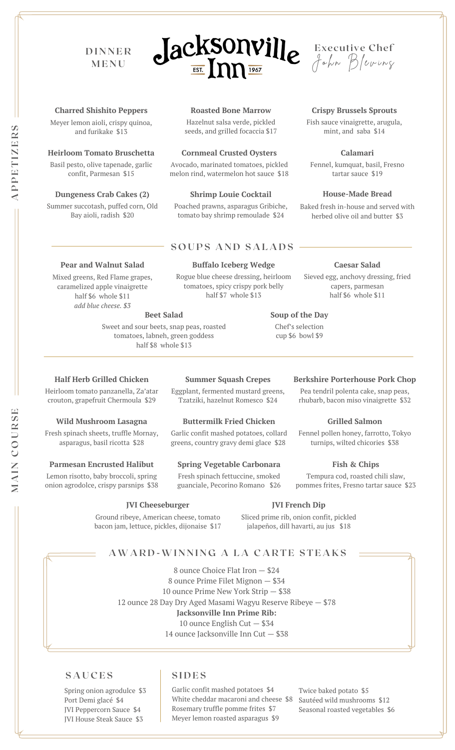# Jacksonville Inn

EST. 1967

DINNER MENU

Executive Chef John Blevins

## APPETIZERS

**Charred Shishito Peppers**
Meyer lemon aioli, crispy quinoa, and furikake $13

**Roasted Bone Marrow**
Hazelnut salsa verde, pickled seeds, and grilled focaccia $17

**Crispy Brussels Sprouts**
Fish sauce vinaigrette, arugula, mint, and saba $14

**Heirloom Tomato Bruschetta**
Basil pesto, olive tapenade, garlic confit, Parmesan $15

**Cornmeal Crusted Oysters**
Avocado, marinated tomatoes, pickled melon rind, watermelon hot sauce $18

**Calamari**
Fennel, kumquat, basil, Fresno tartar sauce $19

**Dungeness Crab Cakes (2)**
Summer succotash, puffed corn, Old Bay aioli, radish $20

**Shrimp Louie Cocktail**
Poached prawns, asparagus Gribiche, tomato bay shrimp remoulade $24

**House-Made Bread**
Baked fresh in-house and served with herbed olive oil and butter $3

## SOUPS AND SALADS

**Pear and Walnut Salad**
Mixed greens, Red Flame grapes, caramelized apple vinaigrette
half $6 whole $11
*add blue cheese. $3*

**Buffalo Iceberg Wedge**
Rogue blue cheese dressing, heirloom tomatoes, spicy crispy pork belly
half $7 whole $13

**Caesar Salad**
Sieved egg, anchovy dressing, fried capers, parmesan
half $6 whole $11

**Beet Salad**
Sweet and sour beets, snap peas, roasted tomatoes, labneh, green goddess
half $8 whole $13

**Soup of the Day**
Chef's selection
cup $6 bowl $9

## MAIN COURSE

**Half Herb Grilled Chicken**
Heirloom tomato panzanella, Za'atar crouton, grapefruit Chermoula $29

**Summer Squash Crepes**
Eggplant, fermented mustard greens, Tzatziki, hazelnut Romesco $24

**Berkshire Porterhouse Pork Chop**
Pea tendril polenta cake, snap peas, rhubarb, bacon miso vinaigrette $32

**Wild Mushroom Lasagna**
Fresh spinach sheets, truffle Mornay, asparagus, basil ricotta $28

**Buttermilk Fried Chicken**
Garlic confit mashed potatoes, collard greens, country gravy demi glace $28

**Grilled Salmon**
Fennel pollen honey, farrotto, Tokyo turnips, wilted chicories $38

**Parmesan Encrusted Halibut**
Lemon risotto, baby broccoli, spring onion agrodolce, crispy parsnips $38

**Spring Vegetable Carbonara**
Fresh spinach fettuccine, smoked guanciale, Pecorino Romano $26

**Fish & Chips**
Tempura cod, roasted chili slaw, pommes frites, Fresno tartar sauce $23

**JVI Cheeseburger**
Ground ribeye, American cheese, tomato bacon jam, lettuce, pickles, dijonaise $17

**JVI French Dip**
Sliced prime rib, onion confit, pickled jalapeños, dill havarti, au jus $18

## AWARD-WINNING A LA CARTE STEAKS

8 ounce Choice Flat Iron — $24
8 ounce Prime Filet Mignon — $34
10 ounce Prime New York Strip — $38
12 ounce 28 Day Dry Aged Masami Wagyu Reserve Ribeye — $78
**Jacksonville Inn Prime Rib:**
10 ounce English Cut — $34
14 ounce Jacksonville Inn Cut — $38

## SAUCES

Spring onion agrodulce $3
Port Demi glacé $4
JVI Peppercorn Sauce $4
JVI House Steak Sauce $3

## SIDES

Garlic confit mashed potatoes $4
White cheddar macaroni and cheese $8
Rosemary truffle pomme frites $7
Meyer lemon roasted asparagus $9
Twice baked potato $5
Sautéed wild mushrooms $12
Seasonal roasted vegetables $6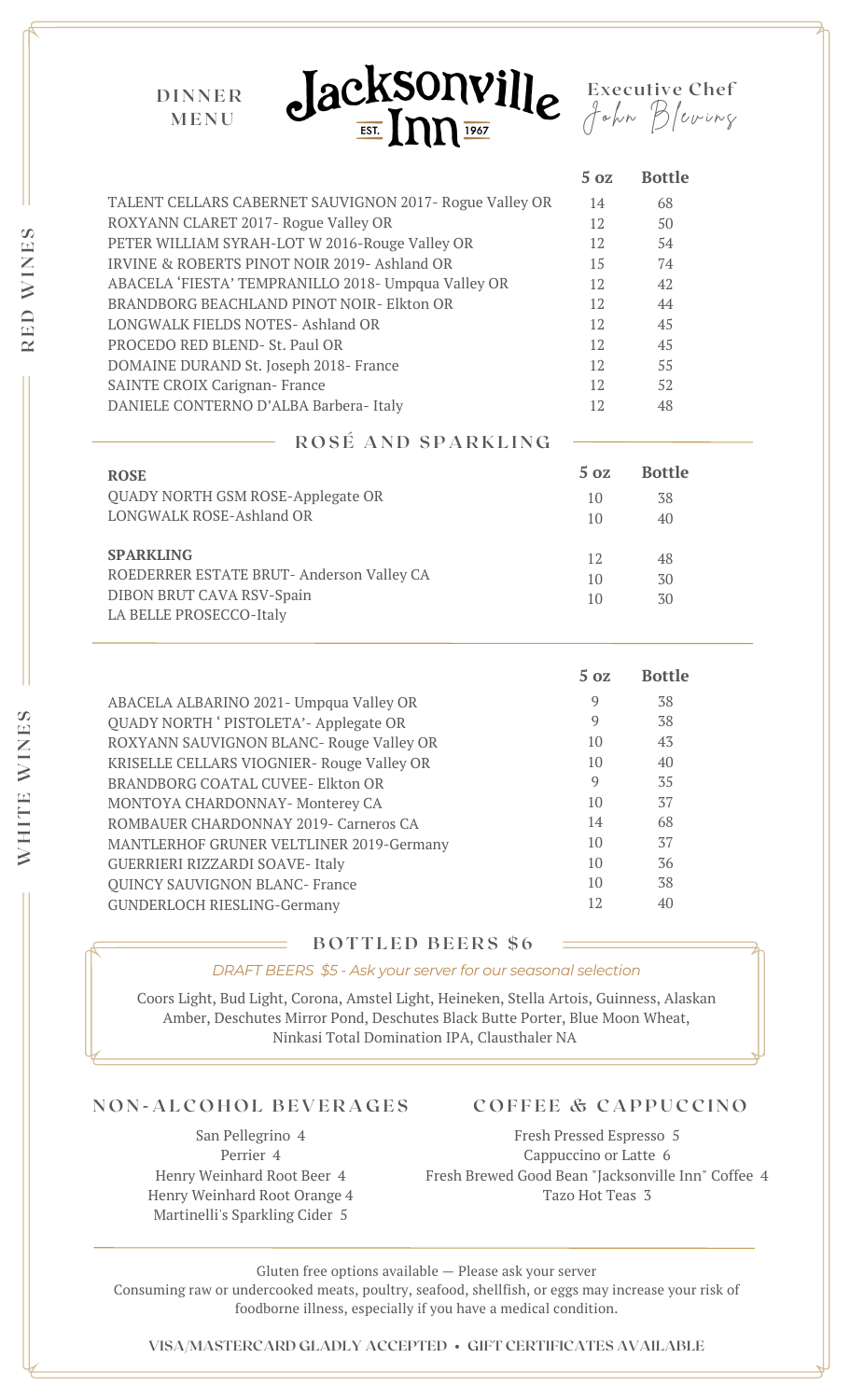DINNER MENU

# Jacksonville Inn

EST. 1967

Executive Chef John Blevins

## RED WINES

| | 5 oz | Bottle |
|---|---|---|
| TALENT CELLARS CABERNET SAUVIGNON 2017- Rogue Valley OR | 14 | 68 |
| ROXYANN CLARET 2017- Rogue Valley OR | 12 | 50 |
| PETER WILLIAM SYRAH-LOT W 2016-Rouge Valley OR | 12 | 54 |
| IRVINE & ROBERTS PINOT NOIR 2019- Ashland OR | 15 | 74 |
| ABACELA 'FIESTA' TEMPRANILLO 2018- Umpqua Valley OR | 12 | 42 |
| BRANDBORG BEACHLAND PINOT NOIR- Elkton OR | 12 | 44 |
| LONGWALK FIELDS NOTES- Ashland OR | 12 | 45 |
| PROCEDO RED BLEND- St. Paul OR | 12 | 45 |
| DOMAINE DURAND St. Joseph 2018- France | 12 | 55 |
| SAINTE CROIX Carignan- France | 12 | 52 |
| DANIELE CONTERNO D'ALBA Barbera- Italy | 12 | 48 |

## ROSÉ AND SPARKLING

| | 5 oz | Bottle |
|---|---|---|
| **ROSE** | | |
| QUADY NORTH GSM ROSE-Applegate OR | 10 | 38 |
| LONGWALK ROSE-Ashland OR | 10 | 40 |
| **SPARKLING** | | |
| ROEDERRER ESTATE BRUT- Anderson Valley CA | 12 | 48 |
| DIBON BRUT CAVA RSV-Spain | 10 | 30 |
| LA BELLE PROSECCO-Italy | 10 | 30 |

## WHITE WINES

| | 5 oz | Bottle |
|---|---|---|
| ABACELA ALBARINO 2021- Umpqua Valley OR | 9 | 38 |
| QUADY NORTH ' PISTOLETA'- Applegate OR | 9 | 38 |
| ROXYANN SAUVIGNON BLANC- Rouge Valley OR | 10 | 43 |
| KRISELLE CELLARS VIOGNIER- Rouge Valley OR | 10 | 40 |
| BRANDBORG COATAL CUVEE- Elkton OR | 9 | 35 |
| MONTOYA CHARDONNAY- Monterey CA | 10 | 37 |
| ROMBAUER CHARDONNAY 2019- Carneros CA | 14 | 68 |
| MANTLERHOF GRUNER VELTLINER 2019-Germany | 10 | 37 |
| GUERRIERI RIZZARDI SOAVE- Italy | 10 | 36 |
| QUINCY SAUVIGNON BLANC- France | 10 | 38 |
| GUNDERLOCH RIESLING-Germany | 12 | 40 |

## BOTTLED BEERS $6

*DRAFT BEERS $5 - Ask your server for our seasonal selection*

Coors Light, Bud Light, Corona, Amstel Light, Heineken, Stella Artois, Guinness, Alaskan Amber, Deschutes Mirror Pond, Deschutes Black Butte Porter, Blue Moon Wheat, Ninkasi Total Domination IPA, Clausthaler NA

## NON-ALCOHOL BEVERAGES

San Pellegrino 4
Perrier 4
Henry Weinhard Root Beer 4
Henry Weinhard Root Orange 4
Martinelli's Sparkling Cider 5

## COFFEE & CAPPUCCINO

Fresh Pressed Espresso 5
Cappuccino or Latte 6
Fresh Brewed Good Bean "Jacksonville Inn" Coffee 4
Tazo Hot Teas 3

Gluten free options available — Please ask your server
Consuming raw or undercooked meats, poultry, seafood, shellfish, or eggs may increase your risk of foodborne illness, especially if you have a medical condition.

VISA/MASTERCARD GLADLY ACCEPTED • GIFT CERTIFICATES AVAILABLE